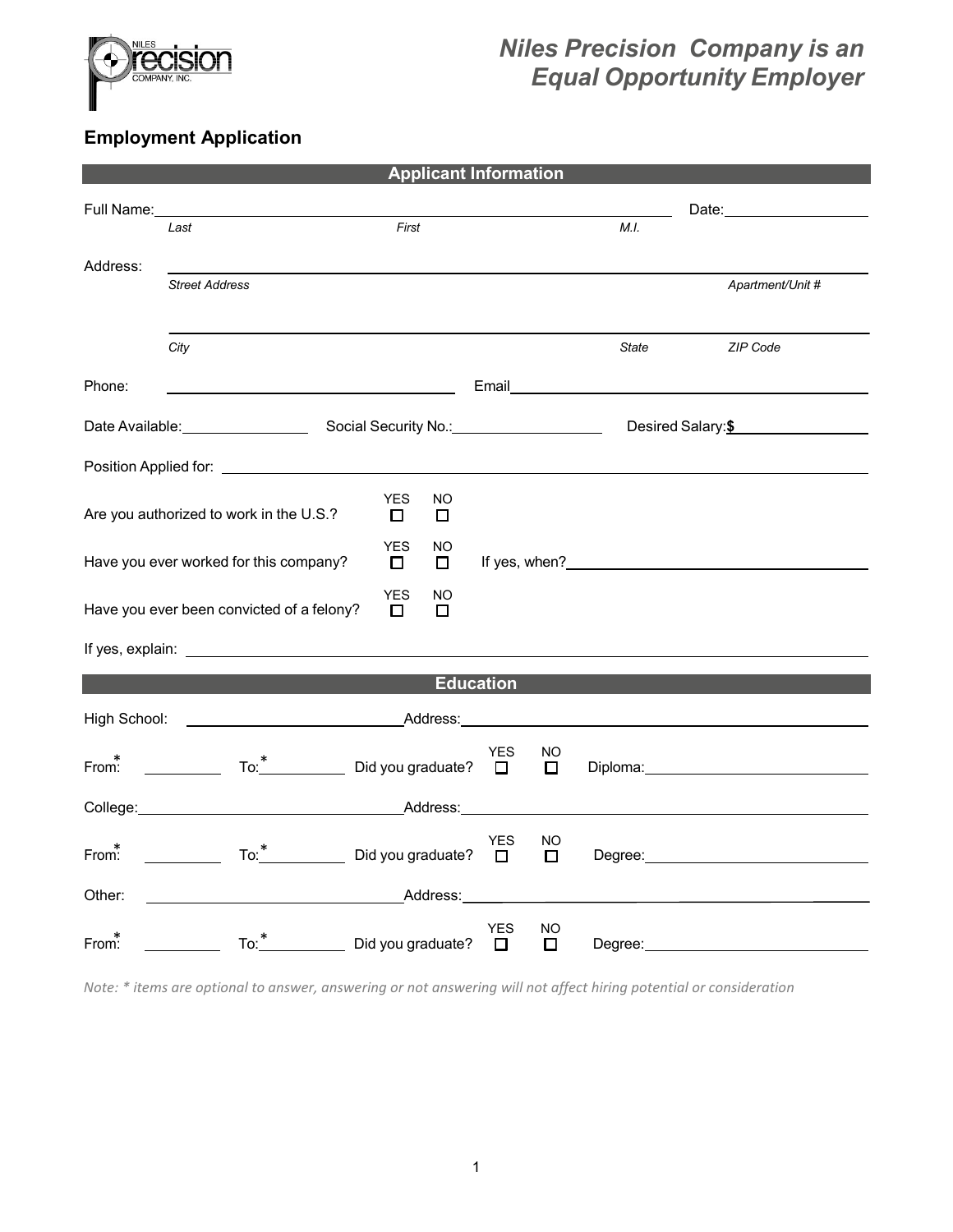Niles Precision Company is an Equal Opportunity Employer

## Employment Application

### Applicant Information

Full Name: ______________________________ Date: ____________

*Last* *First* *M.I.*

Address: ______________________________

*Street Address* *Apartment/Unit #*

______________________________

*City* *State* *ZIP Code*

Phone: ____________ Email ____________

Date Available: ____________ Social Security No.: ____________ Desired Salary: **$** ____________

Position Applied for: ____________

Are you authorized to work in the U.S.? YES ☐ NO ☐

Have you ever worked for this company? YES ☐ NO ☐ If yes, when? ____________

Have you ever been convicted of a felony? YES ☐ NO ☐

If yes, explain: ____________

### Education

High School: ____________ Address: ____________

From:* ________ To:* ________ Did you graduate? YES ☐ NO ☐ Diploma: ____________

College: ____________ Address: ____________

From:* ________ To:* ________ Did you graduate? YES ☐ NO ☐ Degree: ____________

Other: ____________ Address: ____________

From:* ________ To:* ________ Did you graduate? YES ☐ NO ☐ Degree: ____________

*Note: * items are optional to answer, answering or not answering will not affect hiring potential or consideration*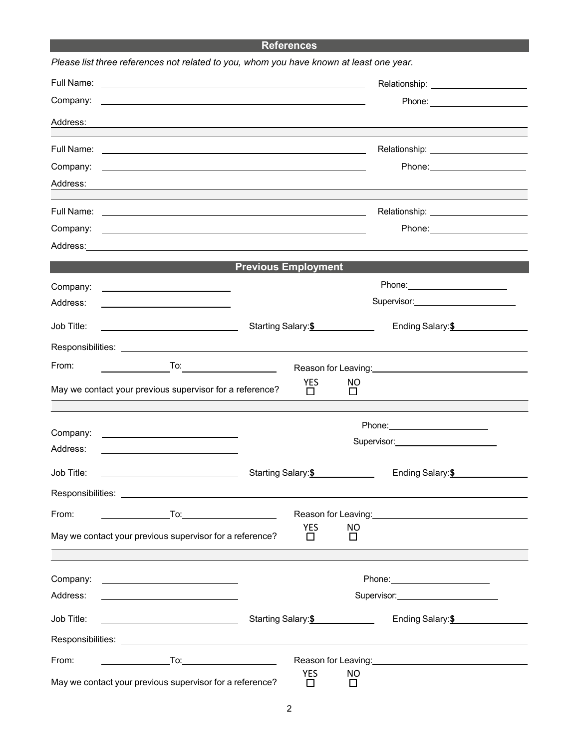## References

*Please list three references not related to you, whom you have known at least one year.*

Full Name: ______________________________ Relationship: ____________________

Company: ______________________________ Phone: ____________________

Address: ______________________________________________________________

Full Name: ______________________________ Relationship: ____________________

Company: ______________________________ Phone: ____________________

Address: ______________________________________________________________

Full Name: ______________________________ Relationship: ____________________

Company: ______________________________ Phone: ____________________

Address: ______________________________________________________________

## Previous Employment

Company: ____________________ Phone: ____________________

Address: ____________________ Supervisor: ____________________

Job Title: ____________________ Starting Salary: $__________ Ending Salary: $__________

Responsibilities: ______________________________________________________________

From: __________ To: __________ Reason for Leaving: ______________________________

May we contact your previous supervisor for a reference? YES ☐ NO ☐

Company: ____________________ Phone: ____________________

Address: ____________________ Supervisor: ____________________

Job Title: ____________________ Starting Salary: $__________ Ending Salary: $__________

Responsibilities: ______________________________________________________________

From: __________ To: __________ Reason for Leaving: ______________________________

May we contact your previous supervisor for a reference? YES ☐ NO ☐

Company: ____________________ Phone: ____________________

Address: ____________________ Supervisor: ____________________

Job Title: ____________________ Starting Salary: $__________ Ending Salary: $__________

Responsibilities: ______________________________________________________________

From: __________ To: __________ Reason for Leaving: ______________________________

May we contact your previous supervisor for a reference? YES ☐ NO ☐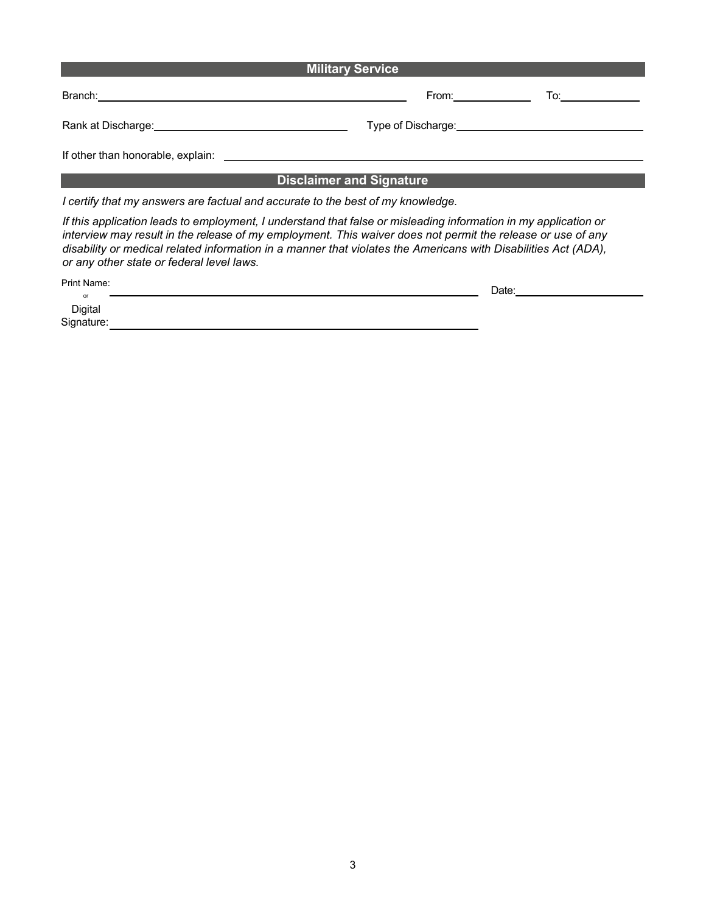## Military Service

Branch: \_\_\_\_\_\_\_\_\_\_\_\_\_\_\_\_\_\_\_\_\_\_\_\_\_\_\_\_\_\_\_\_ From: \_\_\_\_\_\_\_\_\_\_ To: \_\_\_\_\_\_\_\_\_\_

Rank at Discharge: \_\_\_\_\_\_\_\_\_\_\_\_\_\_\_\_\_\_\_\_\_\_ Type of Discharge: \_\_\_\_\_\_\_\_\_\_\_\_\_\_\_\_\_\_\_\_\_\_

If other than honorable, explain: \_\_\_\_\_\_\_\_\_\_\_\_\_\_\_\_\_\_\_\_\_\_\_\_\_\_\_\_\_\_\_\_\_\_\_\_\_\_\_\_\_\_\_\_

## Disclaimer and Signature

*I certify that my answers are factual and accurate to the best of my knowledge.*

*If this application leads to employment, I understand that false or misleading information in my application or interview may result in the release of my employment. This waiver does not permit the release or use of any disability or medical related information in a manner that violates the Americans with Disabilities Act (ADA), or any other state or federal level laws.*

Print Name:
or
Digital
Signature: \_\_\_\_\_\_\_\_\_\_\_\_\_\_\_\_\_\_\_\_\_\_\_\_\_\_\_\_\_\_\_\_\_\_\_\_\_\_\_\_ Date: \_\_\_\_\_\_\_\_\_\_\_\_\_\_\_\_